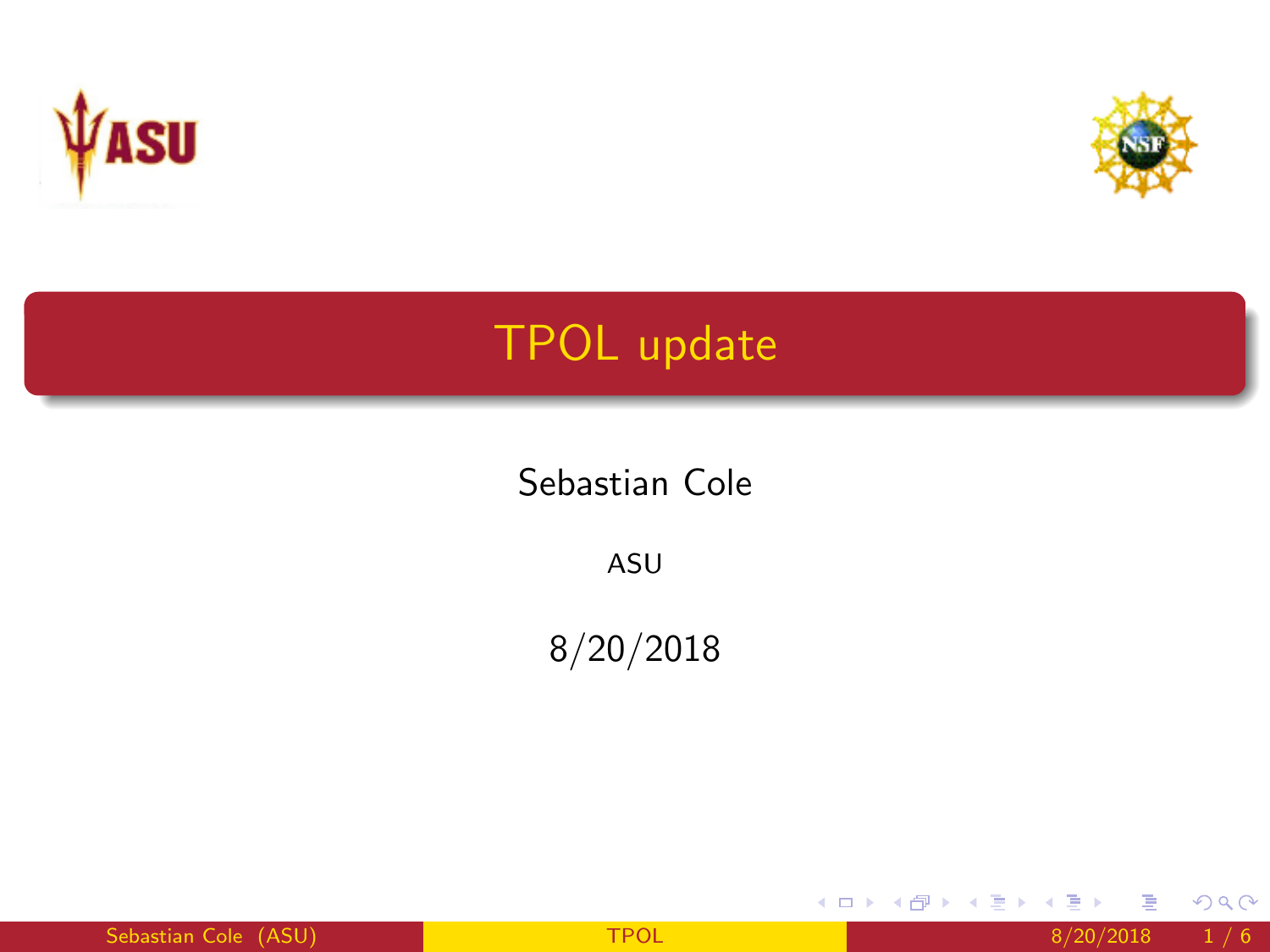# TPOL update

Sebastian Cole

ASU

8/20/2018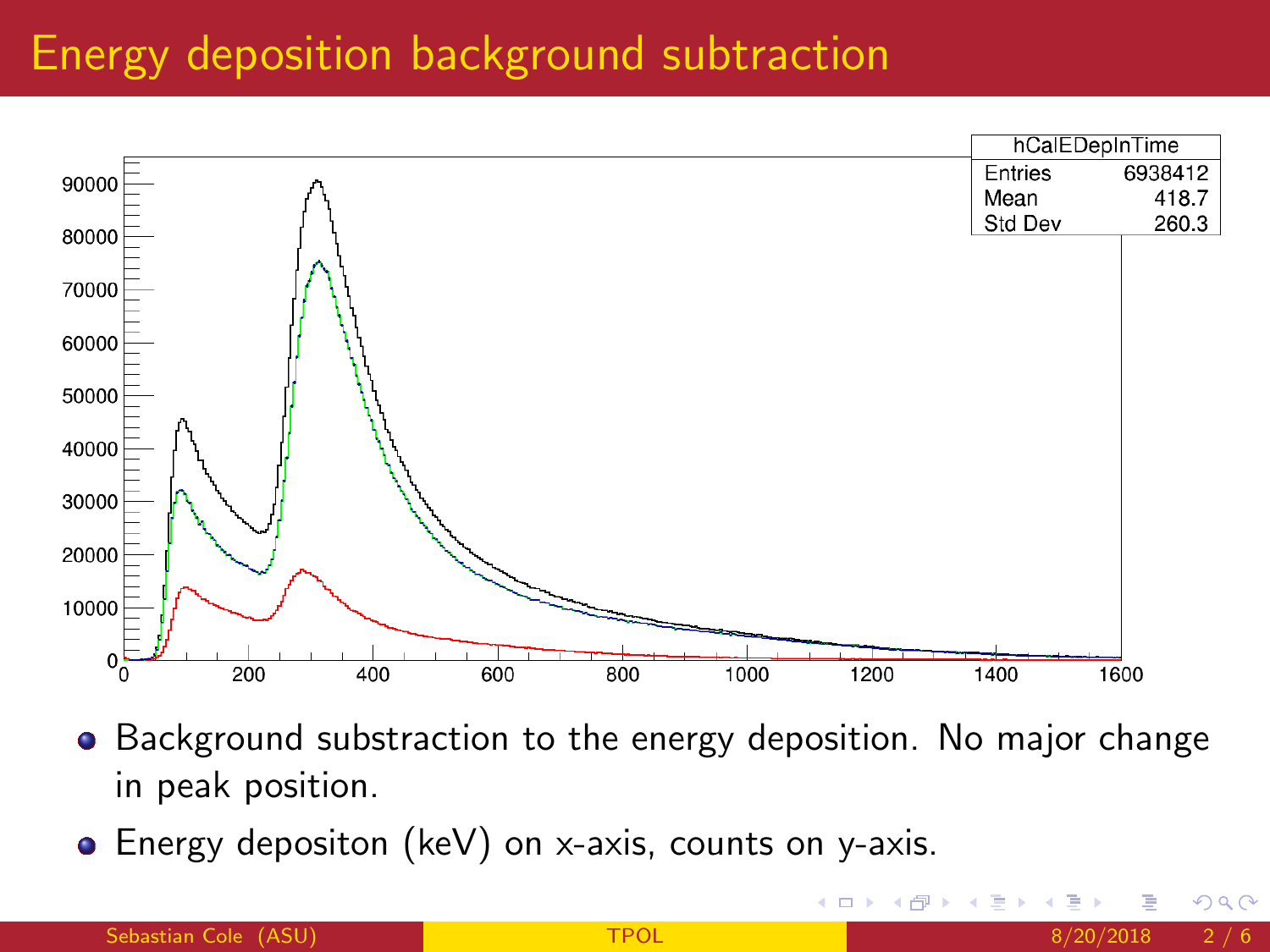# Energy deposition background subtraction

- Background substraction to the energy deposition. No major change in peak position.
- Energy depositon (keV) on x-axis, counts on y-axis.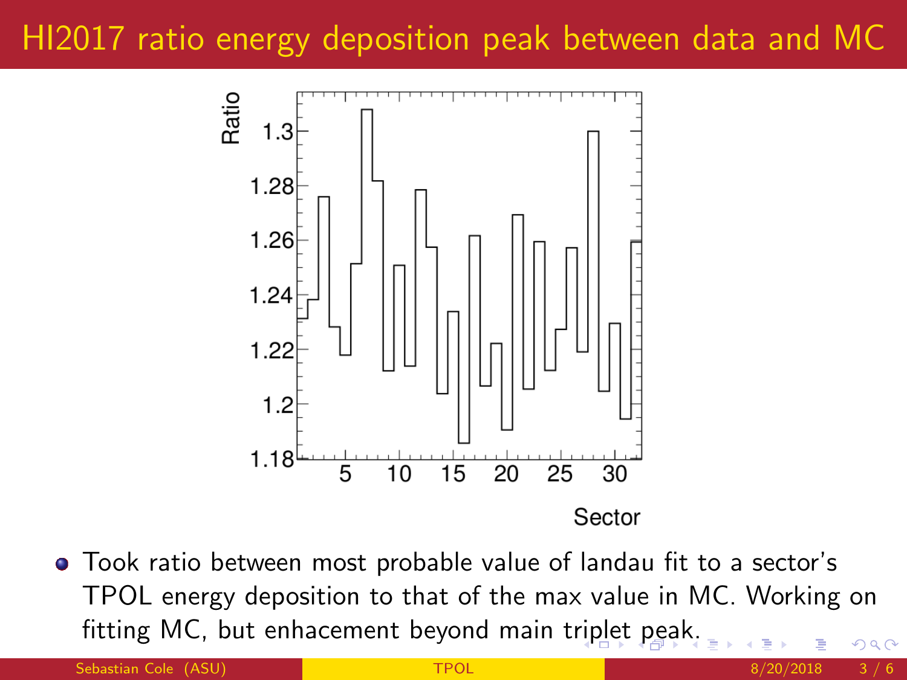# HI2017 ratio energy deposition peak between data and MC

- Took ratio between most probable value of landau fit to a sector's TPOL energy deposition to that of the max value in MC. Working on fitting MC, but enhacement beyond main triplet peak.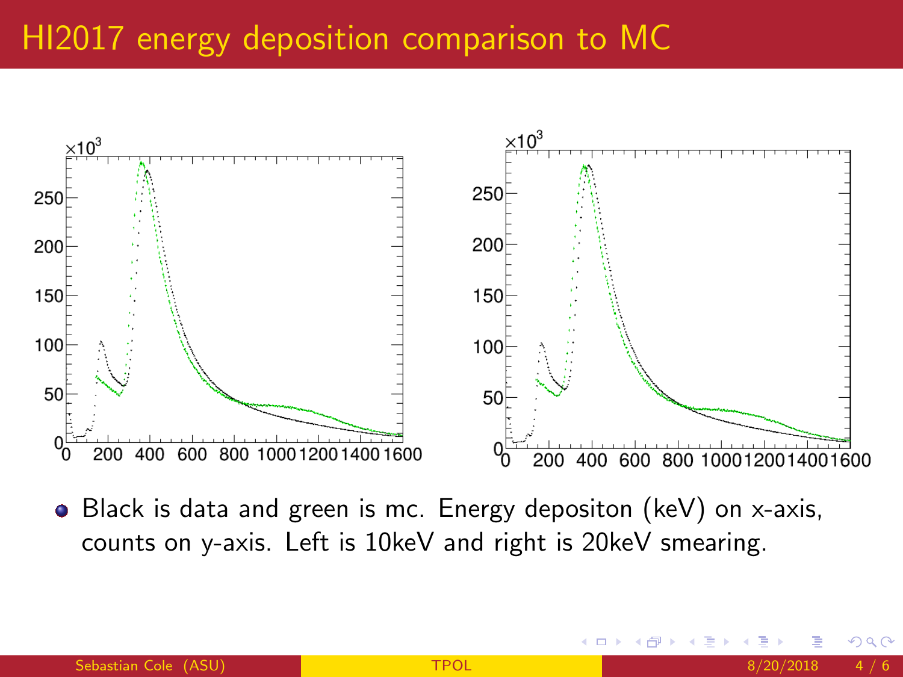# HI2017 energy deposition comparison to MC

- Black is data and green is mc. Energy depositon (keV) on x-axis, counts on y-axis. Left is 10keV and right is 20keV smearing.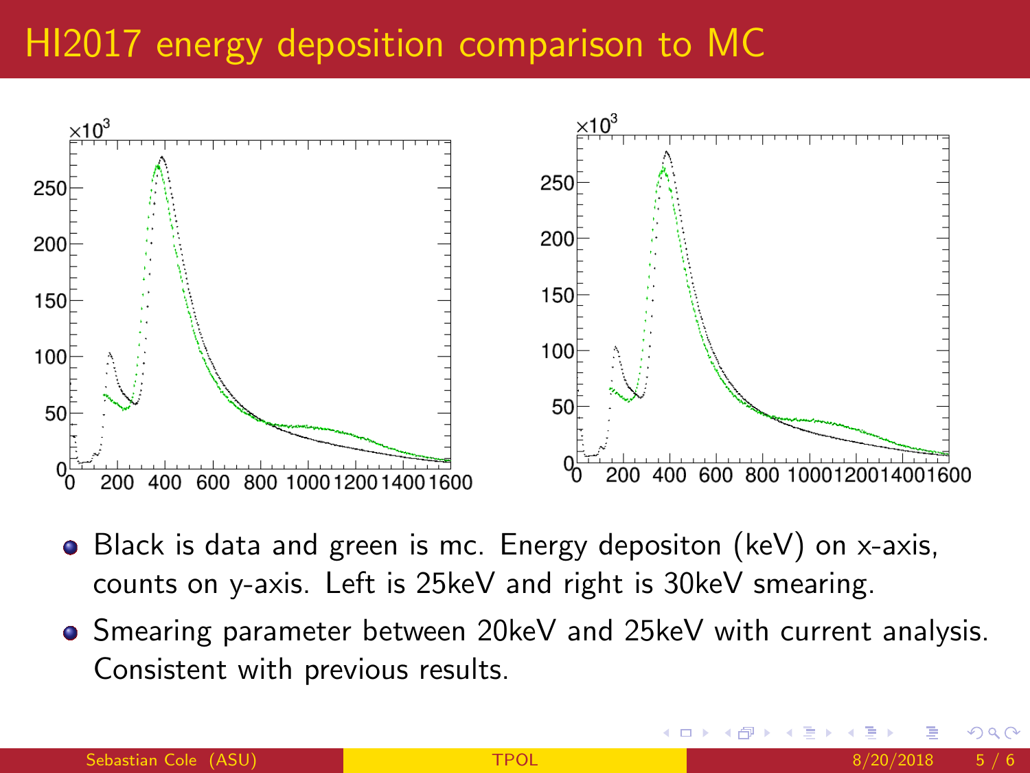# HI2017 energy deposition comparison to MC

- Black is data and green is mc. Energy depositon (keV) on x-axis, counts on y-axis. Left is 25keV and right is 30keV smearing.
- Smearing parameter between 20keV and 25keV with current analysis. Consistent with previous results.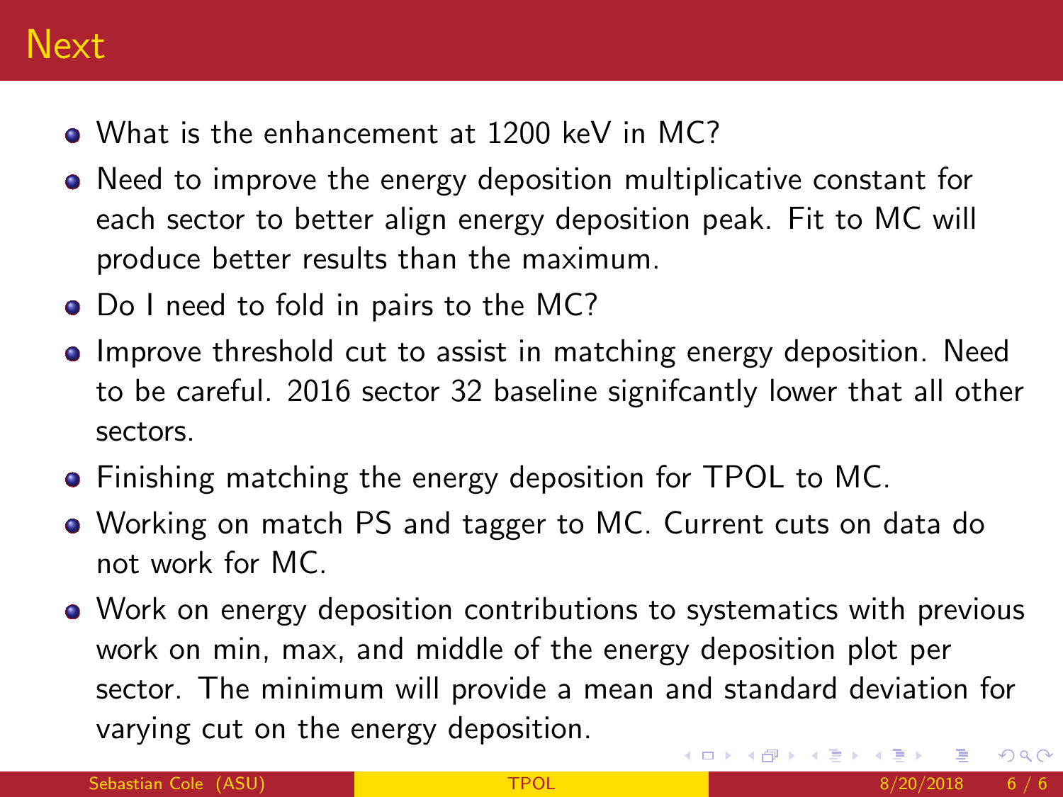## Next

- What is the enhancement at 1200 keV in MC?
- Need to improve the energy deposition multiplicative constant for each sector to better align energy deposition peak. Fit to MC will produce better results than the maximum.
- Do I need to fold in pairs to the MC?
- Improve threshold cut to assist in matching energy deposition. Need to be careful. 2016 sector 32 baseline signifcantly lower that all other sectors.
- Finishing matching the energy deposition for TPOL to MC.
- Working on match PS and tagger to MC. Current cuts on data do not work for MC.
- Work on energy deposition contributions to systematics with previous work on min, max, and middle of the energy deposition plot per sector. The minimum will provide a mean and standard deviation for varying cut on the energy deposition.